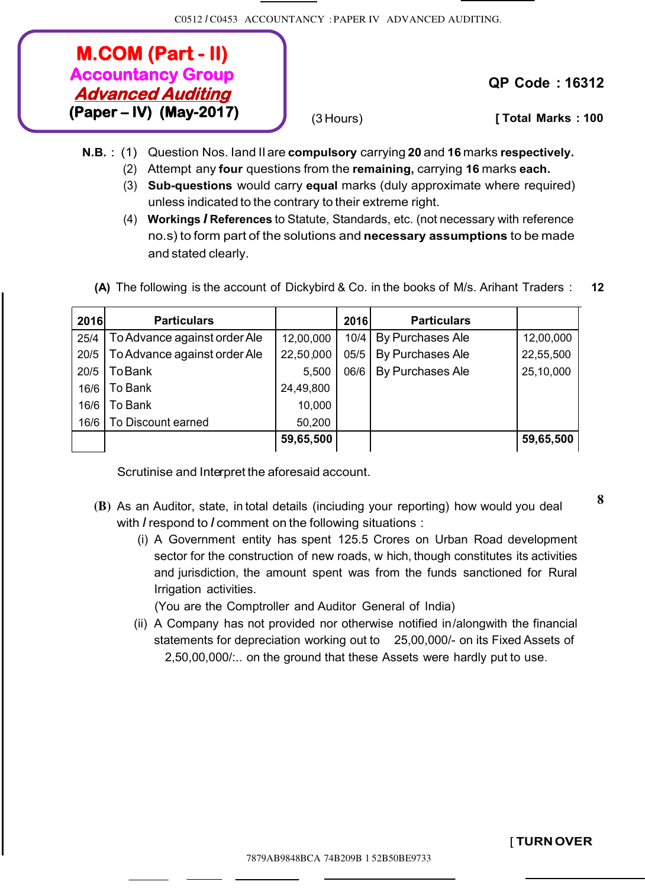C0512 / C0453 ACCOUNTANCY : PAPER IV ADVANCED AUDITING.

**M.COM (Part - II)**
**Accountancy Group**
***Advanced Auditing***
**(Paper – IV) (May-2017)**

**QP Code : 16312**

(3 Hours) **[ Total Marks : 100**

**N.B.** : (1) Question Nos. I and II are **compulsory** carrying **20** and **16** marks **respectively.**
(2) Attempt any **four** questions from the **remaining,** carrying **16** marks **each.**
(3) **Sub-questions** would carry **equal** marks (duly approximate where required) unless indicated to the contrary to their extreme right.
(4) **Workings / References** to Statute, Standards, etc. (not necessary with reference no.s) to form part of the solutions and **necessary assumptions** to be made and stated clearly.

**(A)** The following is the account of Dickybird & Co. in the books of M/s. Arihant Traders : **12**

| 2016 | Particulars | | 2016 | Particulars | |
|---|---|---|---|---|---|
| 25/4 | To Advance against order Ale | 12,00,000 | 10/4 | By Purchases Ale | 12,00,000 |
| 20/5 | To Advance against order Ale | 22,50,000 | 05/5 | By Purchases Ale | 22,55,500 |
| 20/5 | To Bank | 5,500 | 06/6 | By Purchases Ale | 25,10,000 |
| 16/6 | To Bank | 24,49,800 | | | |
| 16/6 | To Bank | 10,000 | | | |
| 16/6 | To Discount earned | 50,200 | | | |
| | | **59,65,500** | | | **59,65,500** |

Scrutinise and Interpret the aforesaid account.

**(B)** As an Auditor, state, in total details (inciuding your reporting) how would you deal with / respond to / comment on the following situations : **8**

(i) A Government entity has spent 125.5 Crores on Urban Road development sector for the construction of new roads, w hich, though constitutes its activities and jurisdiction, the amount spent was from the funds sanctioned for Rural Irrigation activities.
(You are the Comptroller and Auditor General of India)

(ii) A Company has not provided nor otherwise notified in/alongwith the financial statements for depreciation working out to 25,00,000/- on its Fixed Assets of 2,50,00,000/:.. on the ground that these Assets were hardly put to use.

[ **TURN OVER**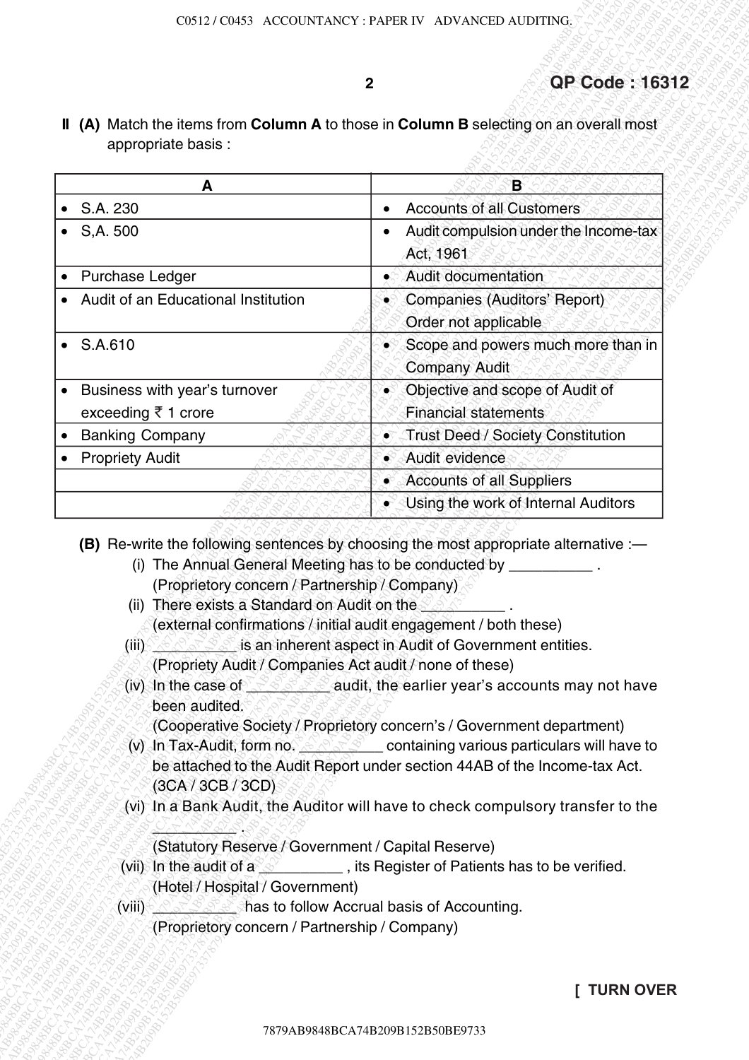QP Code : 16312

**II (A)** Match the items from **Column A** to those in **Column B** selecting on an overall most appropriate basis :

| A | B |
|---|---|
| • S.A. 230 | • Accounts of all Customers |
| • S,A. 500 | • Audit compulsion under the Income-tax Act, 1961 |
| • Purchase Ledger | • Audit documentation |
| • Audit of an Educational Institution | • Companies (Auditors' Report) Order not applicable |
| • S.A.610 | • Scope and powers much more than in Company Audit |
| • Business with year's turnover exceeding ₹ 1 crore | • Objective and scope of Audit of Financial statements |
| • Banking Company | • Trust Deed / Society Constitution |
| • Propriety Audit | • Audit evidence |
| | • Accounts of all Suppliers |
| | • Using the work of Internal Auditors |

**(B)** Re-write the following sentences by choosing the most appropriate alternative :—

(i) The Annual General Meeting has to be conducted by __________ .
(Proprietory concern / Partnership / Company)

(ii) There exists a Standard on Audit on the __________ .
(external confirmations / initial audit engagement / both these)

(iii) __________ is an inherent aspect in Audit of Government entities.
(Propriety Audit / Companies Act audit / none of these)

(iv) In the case of __________ audit, the earlier year's accounts may not have been audited.
(Cooperative Society / Proprietory concern's / Government department)

(v) In Tax-Audit, form no. __________ containing various particulars will have to be attached to the Audit Report under section 44AB of the Income-tax Act.
(3CA / 3CB / 3CD)

(vi) In a Bank Audit, the Auditor will have to check compulsory transfer to the __________ .
(Statutory Reserve / Government / Capital Reserve)

(vii) In the audit of a __________ , its Register of Patients has to be verified.
(Hotel / Hospital / Government)

(viii) __________ has to follow Accrual basis of Accounting.
(Proprietory concern / Partnership / Company)

[ TURN OVER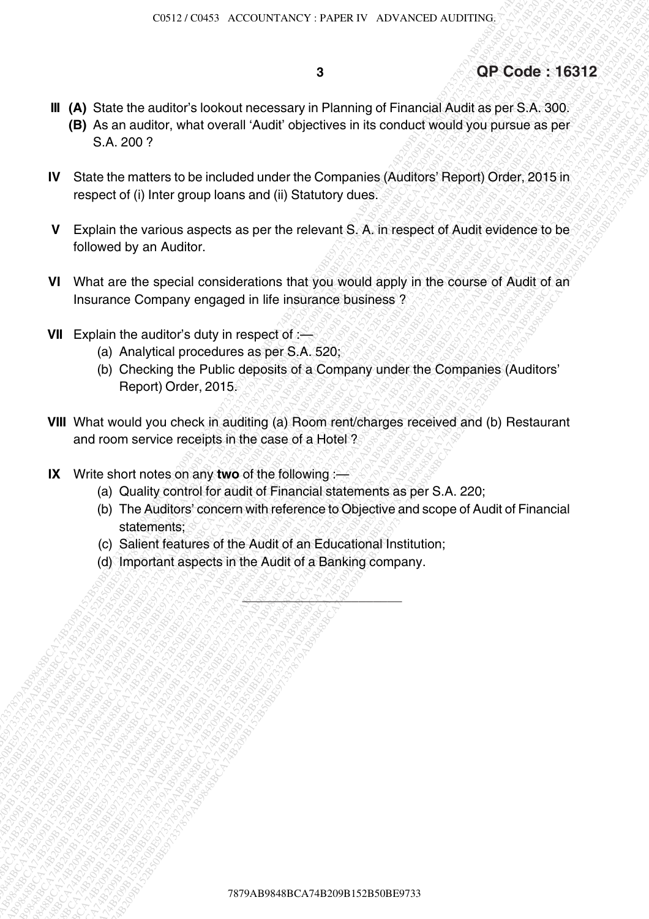**III (A)** State the auditor's lookout necessary in Planning of Financial Audit as per S.A. 300.

**(B)** As an auditor, what overall 'Audit' objectives in its conduct would you pursue as per S.A. 200 ?

**IV** State the matters to be included under the Companies (Auditors' Report) Order, 2015 in respect of (i) Inter group loans and (ii) Statutory dues.

**V** Explain the various aspects as per the relevant S. A. in respect of Audit evidence to be followed by an Auditor.

**VI** What are the special considerations that you would apply in the course of Audit of an Insurance Company engaged in life insurance business ?

**VII** Explain the auditor's duty in respect of :—

(a) Analytical procedures as per S.A. 520;

(b) Checking the Public deposits of a Company under the Companies (Auditors' Report) Order, 2015.

**VIII** What would you check in auditing (a) Room rent/charges received and (b) Restaurant and room service receipts in the case of a Hotel ?

**IX** Write short notes on any **two** of the following :—

(a) Quality control for audit of Financial statements as per S.A. 220;

(b) The Auditors' concern with reference to Objective and scope of Audit of Financial statements;

(c) Salient features of the Audit of an Educational Institution;

(d) Important aspects in the Audit of a Banking company.

---